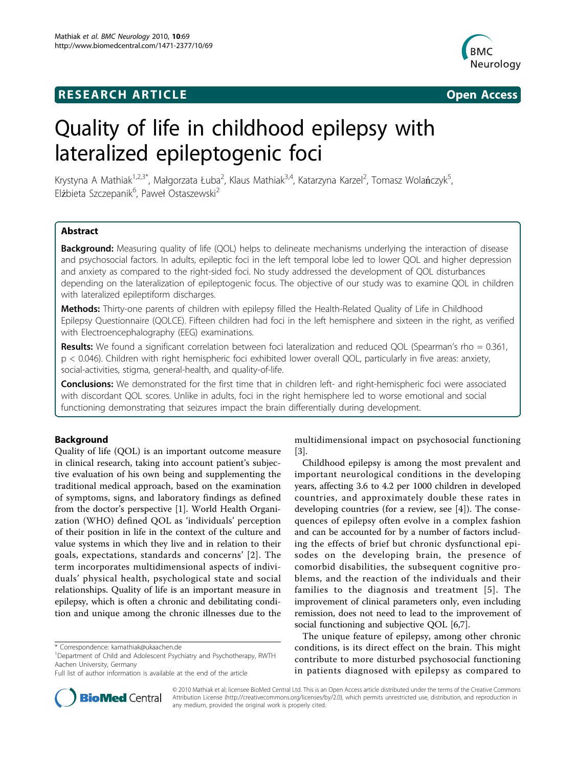# RESEARCH ARTICLE

Open Access

# Quality of life in childhood epilepsy with lateralized epileptogenic foci

Krystyna A Mathiak[1,2,3*], Małgorzata Łuba[2], Klaus Mathiak[3,4], Katarzyna Karzel[2], Tomasz Wolańczyk[5], Elżbieta Szczepanik[6], Paweł Ostaszewski[2]

## Abstract

**Background:** Measuring quality of life (QOL) helps to delineate mechanisms underlying the interaction of disease and psychosocial factors. In adults, epileptic foci in the left temporal lobe led to lower QOL and higher depression and anxiety as compared to the right-sided foci. No study addressed the development of QOL disturbances depending on the lateralization of epileptogenic focus. The objective of our study was to examine QOL in children with lateralized epileptiform discharges.

**Methods:** Thirty-one parents of children with epilepsy filled the Health-Related Quality of Life in Childhood Epilepsy Questionnaire (QOLCE). Fifteen children had foci in the left hemisphere and sixteen in the right, as verified with Electroencephalography (EEG) examinations.

**Results:** We found a significant correlation between foci lateralization and reduced QOL (Spearman's rho = 0.361, $p < 0.046$). Children with right hemispheric foci exhibited lower overall QOL, particularly in five areas: anxiety, social-activities, stigma, general-health, and quality-of-life.

**Conclusions:** We demonstrated for the first time that in children left- and right-hemispheric foci were associated with discordant QOL scores. Unlike in adults, foci in the right hemisphere led to worse emotional and social functioning demonstrating that seizures impact the brain differentially during development.

## Background

Quality of life (QOL) is an important outcome measure in clinical research, taking into account patient's subjective evaluation of his own being and supplementing the traditional medical approach, based on the examination of symptoms, signs, and laboratory findings as defined from the doctor's perspective [1]. World Health Organization (WHO) defined QOL as 'individuals' perception of their position in life in the context of the culture and value systems in which they live and in relation to their goals, expectations, standards and concerns' [2]. The term incorporates multidimensional aspects of individuals' physical health, psychological state and social relationships. Quality of life is an important measure in epilepsy, which is often a chronic and debilitating condition and unique among the chronic illnesses due to the multidimensional impact on psychosocial functioning [3].

Childhood epilepsy is among the most prevalent and important neurological conditions in the developing years, affecting 3.6 to 4.2 per 1000 children in developed countries, and approximately double these rates in developing countries (for a review, see [4]). The consequences of epilepsy often evolve in a complex fashion and can be accounted for by a number of factors including the effects of brief but chronic dysfunctional episodes on the developing brain, the presence of comorbid disabilities, the subsequent cognitive problems, and the reaction of the individuals and their families to the diagnosis and treatment [5]. The improvement of clinical parameters only, even including remission, does not need to lead to the improvement of social functioning and subjective QOL [6,7].

The unique feature of epilepsy, among other chronic conditions, is its direct effect on the brain. This might contribute to more disturbed psychosocial functioning in patients diagnosed with epilepsy as compared to

\* Correspondence: kamathiak@ukaachen.de

[1]Department of Child and Adolescent Psychiatry and Psychotherapy, RWTH Aachen University, Germany

Full list of author information is available at the end of the article

© 2010 Mathiak et al; licensee BioMed Central Ltd. This is an Open Access article distributed under the terms of the Creative Commons Attribution License (http://creativecommons.org/licenses/by/2.0), which permits unrestricted use, distribution, and reproduction in any medium, provided the original work is properly cited.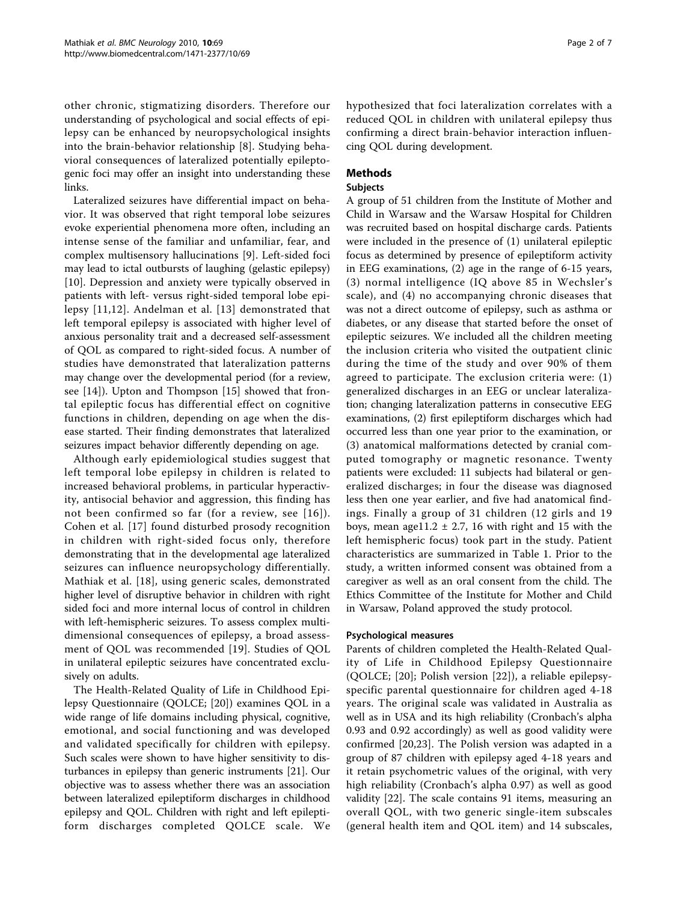other chronic, stigmatizing disorders. Therefore our understanding of psychological and social effects of epilepsy can be enhanced by neuropsychological insights into the brain-behavior relationship [8]. Studying behavioral consequences of lateralized potentially epileptogenic foci may offer an insight into understanding these links.

Lateralized seizures have differential impact on behavior. It was observed that right temporal lobe seizures evoke experiential phenomena more often, including an intense sense of the familiar and unfamiliar, fear, and complex multisensory hallucinations [9]. Left-sided foci may lead to ictal outbursts of laughing (gelastic epilepsy) [10]. Depression and anxiety were typically observed in patients with left- versus right-sided temporal lobe epilepsy [11,12]. Andelman et al. [13] demonstrated that left temporal epilepsy is associated with higher level of anxious personality trait and a decreased self-assessment of QOL as compared to right-sided focus. A number of studies have demonstrated that lateralization patterns may change over the developmental period (for a review, see [14]). Upton and Thompson [15] showed that frontal epileptic focus has differential effect on cognitive functions in children, depending on age when the disease started. Their finding demonstrates that lateralized seizures impact behavior differently depending on age.

Although early epidemiological studies suggest that left temporal lobe epilepsy in children is related to increased behavioral problems, in particular hyperactivity, antisocial behavior and aggression, this finding has not been confirmed so far (for a review, see [16]). Cohen et al. [17] found disturbed prosody recognition in children with right-sided focus only, therefore demonstrating that in the developmental age lateralized seizures can influence neuropsychology differentially. Mathiak et al. [18], using generic scales, demonstrated higher level of disruptive behavior in children with right sided foci and more internal locus of control in children with left-hemispheric seizures. To assess complex multidimensional consequences of epilepsy, a broad assessment of QOL was recommended [19]. Studies of QOL in unilateral epileptic seizures have concentrated exclusively on adults.

The Health-Related Quality of Life in Childhood Epilepsy Questionnaire (QOLCE; [20]) examines QOL in a wide range of life domains including physical, cognitive, emotional, and social functioning and was developed and validated specifically for children with epilepsy. Such scales were shown to have higher sensitivity to disturbances in epilepsy than generic instruments [21]. Our objective was to assess whether there was an association between lateralized epileptiform discharges in childhood epilepsy and QOL. Children with right and left epileptiform discharges completed QOLCE scale. We hypothesized that foci lateralization correlates with a reduced QOL in children with unilateral epilepsy thus confirming a direct brain-behavior interaction influencing QOL during development.

## Methods

### Subjects

A group of 51 children from the Institute of Mother and Child in Warsaw and the Warsaw Hospital for Children was recruited based on hospital discharge cards. Patients were included in the presence of (1) unilateral epileptic focus as determined by presence of epileptiform activity in EEG examinations, (2) age in the range of 6-15 years, (3) normal intelligence (IQ above 85 in Wechsler's scale), and (4) no accompanying chronic diseases that was not a direct outcome of epilepsy, such as asthma or diabetes, or any disease that started before the onset of epileptic seizures. We included all the children meeting the inclusion criteria who visited the outpatient clinic during the time of the study and over 90% of them agreed to participate. The exclusion criteria were: (1) generalized discharges in an EEG or unclear lateralization; changing lateralization patterns in consecutive EEG examinations, (2) first epileptiform discharges which had occurred less than one year prior to the examination, or (3) anatomical malformations detected by cranial computed tomography or magnetic resonance. Twenty patients were excluded: 11 subjects had bilateral or generalized discharges; in four the disease was diagnosed less then one year earlier, and five had anatomical findings. Finally a group of 31 children (12 girls and 19 boys, mean age11.2 ± 2.7, 16 with right and 15 with the left hemispheric focus) took part in the study. Patient characteristics are summarized in Table 1. Prior to the study, a written informed consent was obtained from a caregiver as well as an oral consent from the child. The Ethics Committee of the Institute for Mother and Child in Warsaw, Poland approved the study protocol.

### Psychological measures

Parents of children completed the Health-Related Quality of Life in Childhood Epilepsy Questionnaire (QOLCE; [20]; Polish version [22]), a reliable epilepsy-specific parental questionnaire for children aged 4-18 years. The original scale was validated in Australia as well as in USA and its high reliability (Cronbach's alpha 0.93 and 0.92 accordingly) as well as good validity were confirmed [20,23]. The Polish version was adapted in a group of 87 children with epilepsy aged 4-18 years and it retain psychometric values of the original, with very high reliability (Cronbach's alpha 0.97) as well as good validity [22]. The scale contains 91 items, measuring an overall QOL, with two generic single-item subscales (general health item and QOL item) and 14 subscales,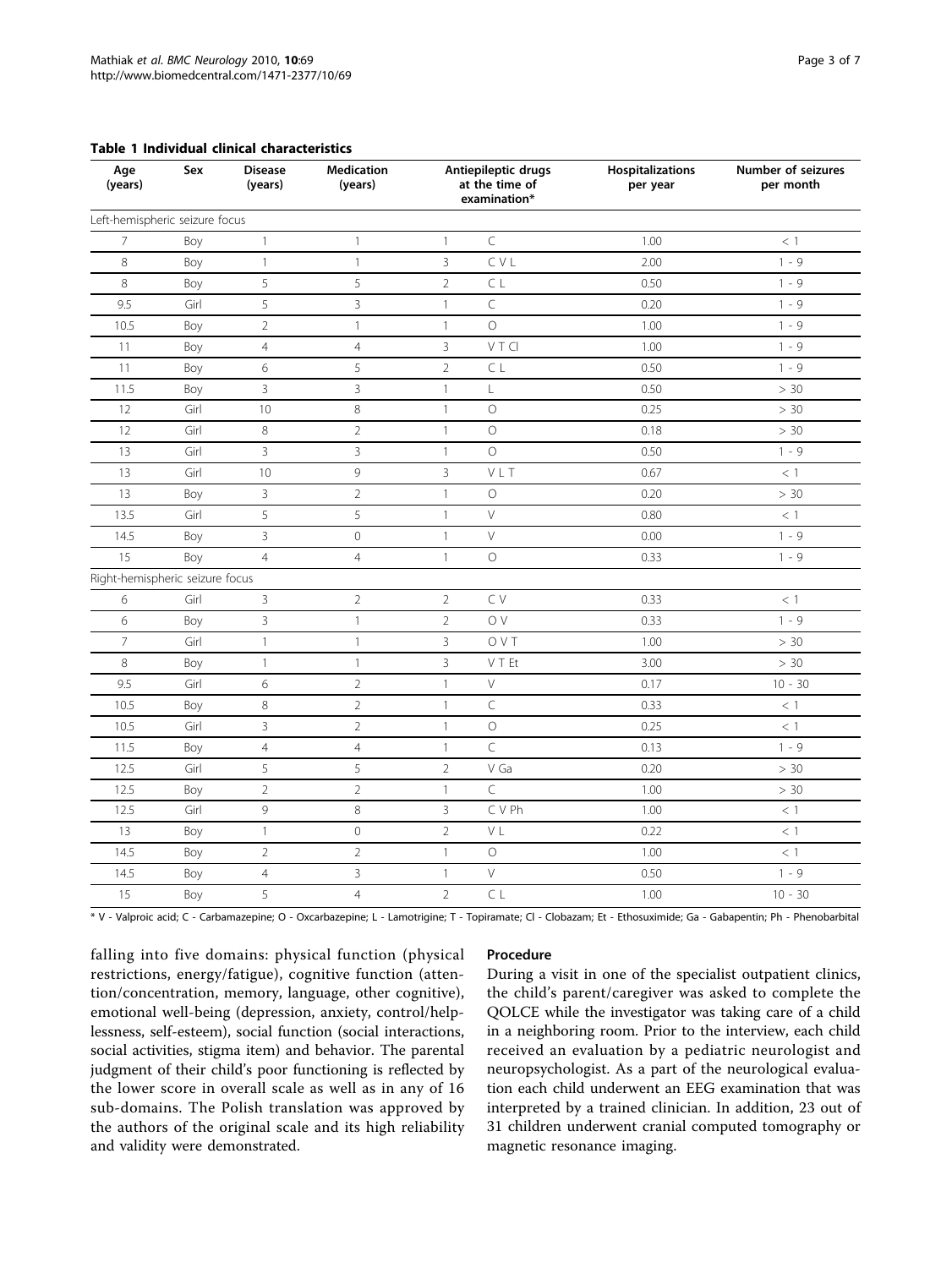**Table 1 Individual clinical characteristics**

| Age (years) | Sex | Disease (years) | Medication (years) | Antiepileptic drugs at the time of examination* | | Hospitalizations per year | Number of seizures per month |
|---|---|---|---|---|---|---|---|
| Left-hemispheric seizure focus | | | | | | | |
| 7 | Boy | 1 | 1 | 1 | C | 1.00 | < 1 |
| 8 | Boy | 1 | 1 | 3 | C V L | 2.00 | 1 - 9 |
| 8 | Boy | 5 | 5 | 2 | C L | 0.50 | 1 - 9 |
| 9.5 | Girl | 5 | 3 | 1 | C | 0.20 | 1 - 9 |
| 10.5 | Boy | 2 | 1 | 1 | O | 1.00 | 1 - 9 |
| 11 | Boy | 4 | 4 | 3 | V T Cl | 1.00 | 1 - 9 |
| 11 | Boy | 6 | 5 | 2 | C L | 0.50 | 1 - 9 |
| 11.5 | Boy | 3 | 3 | 1 | L | 0.50 | > 30 |
| 12 | Girl | 10 | 8 | 1 | O | 0.25 | > 30 |
| 12 | Girl | 8 | 2 | 1 | O | 0.18 | > 30 |
| 13 | Girl | 3 | 3 | 1 | O | 0.50 | 1 - 9 |
| 13 | Girl | 10 | 9 | 3 | V L T | 0.67 | < 1 |
| 13 | Boy | 3 | 2 | 1 | O | 0.20 | > 30 |
| 13.5 | Girl | 5 | 5 | 1 | V | 0.80 | < 1 |
| 14.5 | Boy | 3 | 0 | 1 | V | 0.00 | 1 - 9 |
| 15 | Boy | 4 | 4 | 1 | O | 0.33 | 1 - 9 |
| Right-hemispheric seizure focus | | | | | | | |
| 6 | Girl | 3 | 2 | 2 | C V | 0.33 | < 1 |
| 6 | Boy | 3 | 1 | 2 | O V | 0.33 | 1 - 9 |
| 7 | Girl | 1 | 1 | 3 | O V T | 1.00 | > 30 |
| 8 | Boy | 1 | 1 | 3 | V T Et | 3.00 | > 30 |
| 9.5 | Girl | 6 | 2 | 1 | V | 0.17 | 10 - 30 |
| 10.5 | Boy | 8 | 2 | 1 | C | 0.33 | < 1 |
| 10.5 | Girl | 3 | 2 | 1 | O | 0.25 | < 1 |
| 11.5 | Boy | 4 | 4 | 1 | C | 0.13 | 1 - 9 |
| 12.5 | Girl | 5 | 5 | 2 | V Ga | 0.20 | > 30 |
| 12.5 | Boy | 2 | 2 | 1 | C | 1.00 | > 30 |
| 12.5 | Girl | 9 | 8 | 3 | C V Ph | 1.00 | < 1 |
| 13 | Boy | 1 | 0 | 2 | V L | 0.22 | < 1 |
| 14.5 | Boy | 2 | 2 | 1 | O | 1.00 | < 1 |
| 14.5 | Boy | 4 | 3 | 1 | V | 0.50 | 1 - 9 |
| 15 | Boy | 5 | 4 | 2 | C L | 1.00 | 10 - 30 |

* V - Valproic acid; C - Carbamazepine; O - Oxcarbazepine; L - Lamotrigine; T - Topiramate; Cl - Clobazam; Et - Ethosuximide; Ga - Gabapentin; Ph - Phenobarbital

falling into five domains: physical function (physical restrictions, energy/fatigue), cognitive function (attention/concentration, memory, language, other cognitive), emotional well-being (depression, anxiety, control/helplessness, self-esteem), social function (social interactions, social activities, stigma item) and behavior. The parental judgment of their child's poor functioning is reflected by the lower score in overall scale as well as in any of 16 sub-domains. The Polish translation was approved by the authors of the original scale and its high reliability and validity were demonstrated.

### Procedure

During a visit in one of the specialist outpatient clinics, the child's parent/caregiver was asked to complete the QOLCE while the investigator was taking care of a child in a neighboring room. Prior to the interview, each child received an evaluation by a pediatric neurologist and neuropsychologist. As a part of the neurological evaluation each child underwent an EEG examination that was interpreted by a trained clinician. In addition, 23 out of 31 children underwent cranial computed tomography or magnetic resonance imaging.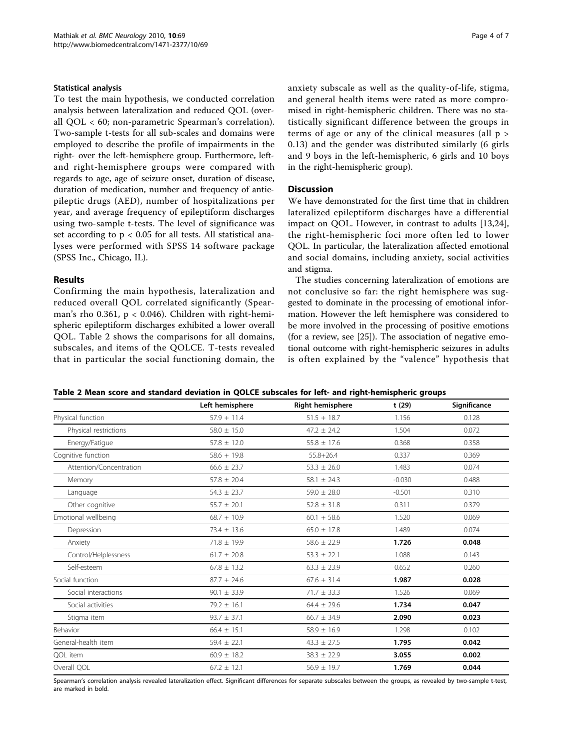### Statistical analysis

To test the main hypothesis, we conducted correlation analysis between lateralization and reduced QOL (overall QOL < 60; non-parametric Spearman's correlation). Two-sample t-tests for all sub-scales and domains were employed to describe the profile of impairments in the right- over the left-hemisphere group. Furthermore, left- and right-hemisphere groups were compared with regards to age, age of seizure onset, duration of disease, duration of medication, number and frequency of antiepileptic drugs (AED), number of hospitalizations per year, and average frequency of epileptiform discharges using two-sample t-tests. The level of significance was set according to $p < 0.05$ for all tests. All statistical analyses were performed with SPSS 14 software package (SPSS Inc., Chicago, IL).

## Results

Confirming the main hypothesis, lateralization and reduced overall QOL correlated significantly (Spearman's rho 0.361, $p < 0.046$). Children with right-hemispheric epileptiform discharges exhibited a lower overall QOL. Table 2 shows the comparisons for all domains, subscales, and items of the QOLCE. T-tests revealed that in particular the social functioning domain, the anxiety subscale as well as the quality-of-life, stigma, and general health items were rated as more compromised in right-hemispheric children. There was no statistically significant difference between the groups in terms of age or any of the clinical measures (all $p > 0.13$) and the gender was distributed similarly (6 girls and 9 boys in the left-hemispheric, 6 girls and 10 boys in the right-hemispheric group).

## Discussion

We have demonstrated for the first time that in children lateralized epileptiform discharges have a differential impact on QOL. However, in contrast to adults [13,24], the right-hemispheric foci more often led to lower QOL. In particular, the lateralization affected emotional and social domains, including anxiety, social activities and stigma.

The studies concerning lateralization of emotions are not conclusive so far: the right hemisphere was suggested to dominate in the processing of emotional information. However the left hemisphere was considered to be more involved in the processing of positive emotions (for a review, see [25]). The association of negative emotional outcome with right-hemispheric seizures in adults is often explained by the "valence" hypothesis that

**Table 2 Mean score and standard deviation in QOLCE subscales for left- and right-hemispheric groups**

| | Left hemisphere | Right hemisphere | t (29) | Significance |
|---|---|---|---|---|
| Physical function | 57.9 + 11.4 | 51.5 + 18.7 | 1.156 | 0.128 |
| Physical restrictions | 58.0 ± 15.0 | 47.2 ± 24.2 | 1.504 | 0.072 |
| Energy/Fatigue | 57.8 ± 12.0 | 55.8 ± 17.6 | 0.368 | 0.358 |
| Cognitive function | 58.6 + 19.8 | 55.8+26.4 | 0.337 | 0.369 |
| Attention/Concentration | 66.6 ± 23.7 | 53.3 ± 26.0 | 1.483 | 0.074 |
| Memory | 57.8 ± 20.4 | 58.1 ± 24.3 | -0.030 | 0.488 |
| Language | 54.3 ± 23.7 | 59.0 ± 28.0 | -0.501 | 0.310 |
| Other cognitive | 55.7 ± 20.1 | 52.8 ± 31.8 | 0.311 | 0.379 |
| Emotional wellbeing | 68.7 + 10.9 | 60.1 + 58.6 | 1.520 | 0.069 |
| Depression | 73.4 ± 13.6 | 65.0 ± 17.8 | 1.489 | 0.074 |
| Anxiety | 71.8 ± 19.9 | 58.6 ± 22.9 | **1.726** | **0.048** |
| Control/Helplessness | 61.7 ± 20.8 | 53.3 ± 22.1 | 1.088 | 0.143 |
| Self-esteem | 67.8 ± 13.2 | 63.3 ± 23.9 | 0.652 | 0.260 |
| Social function | 87.7 + 24.6 | 67.6 + 31.4 | **1.987** | **0.028** |
| Social interactions | 90.1 ± 33.9 | 71.7 ± 33.3 | 1.526 | 0.069 |
| Social activities | 79.2 ± 16.1 | 64.4 ± 29.6 | **1.734** | **0.047** |
| Stigma item | 93.7 ± 37.1 | 66.7 ± 34.9 | **2.090** | **0.023** |
| Behavior | 66.4 ± 15.1 | 58.9 ± 16.9 | 1.298 | 0.102 |
| General-health item | 59.4 ± 22.1 | 43.3 ± 27.5 | **1.795** | **0.042** |
| QOL item | 60.9 ± 18.2 | 38.3 ± 22.9 | **3.055** | **0.002** |
| Overall QOL | 67.2 ± 12.1 | 56.9 ± 19.7 | **1.769** | **0.044** |

Spearman's correlation analysis revealed lateralization effect. Significant differences for separate subscales between the groups, as revealed by two-sample t-test, are marked in bold.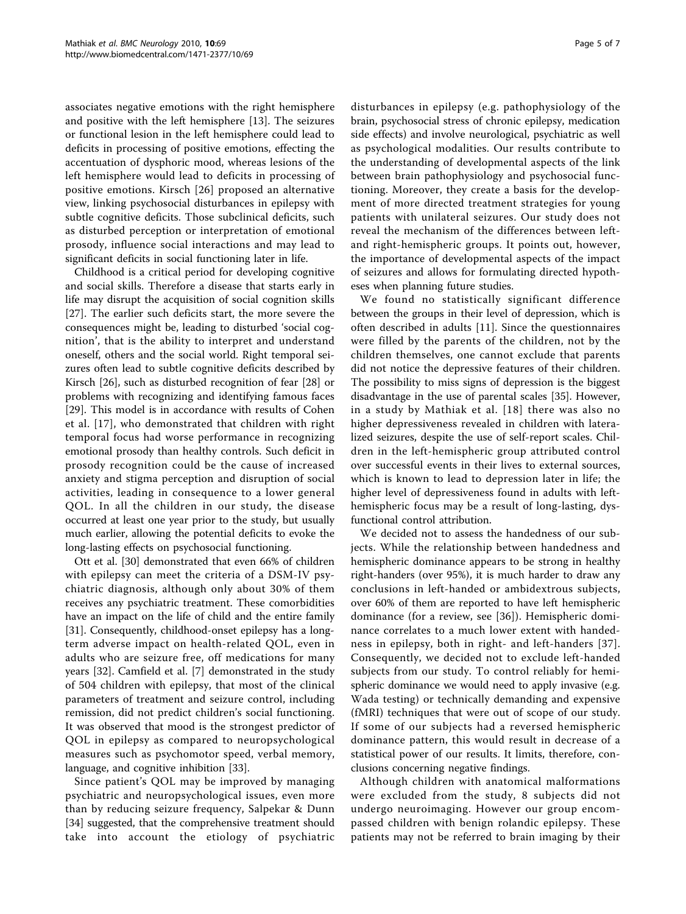associates negative emotions with the right hemisphere and positive with the left hemisphere [13]. The seizures or functional lesion in the left hemisphere could lead to deficits in processing of positive emotions, effecting the accentuation of dysphoric mood, whereas lesions of the left hemisphere would lead to deficits in processing of positive emotions. Kirsch [26] proposed an alternative view, linking psychosocial disturbances in epilepsy with subtle cognitive deficits. Those subclinical deficits, such as disturbed perception or interpretation of emotional prosody, influence social interactions and may lead to significant deficits in social functioning later in life.

Childhood is a critical period for developing cognitive and social skills. Therefore a disease that starts early in life may disrupt the acquisition of social cognition skills [27]. The earlier such deficits start, the more severe the consequences might be, leading to disturbed 'social cognition', that is the ability to interpret and understand oneself, others and the social world. Right temporal seizures often lead to subtle cognitive deficits described by Kirsch [26], such as disturbed recognition of fear [28] or problems with recognizing and identifying famous faces [29]. This model is in accordance with results of Cohen et al. [17], who demonstrated that children with right temporal focus had worse performance in recognizing emotional prosody than healthy controls. Such deficit in prosody recognition could be the cause of increased anxiety and stigma perception and disruption of social activities, leading in consequence to a lower general QOL. In all the children in our study, the disease occurred at least one year prior to the study, but usually much earlier, allowing the potential deficits to evoke the long-lasting effects on psychosocial functioning.

Ott et al. [30] demonstrated that even 66% of children with epilepsy can meet the criteria of a DSM-IV psychiatric diagnosis, although only about 30% of them receives any psychiatric treatment. These comorbidities have an impact on the life of child and the entire family [31]. Consequently, childhood-onset epilepsy has a long-term adverse impact on health-related QOL, even in adults who are seizure free, off medications for many years [32]. Camfield et al. [7] demonstrated in the study of 504 children with epilepsy, that most of the clinical parameters of treatment and seizure control, including remission, did not predict children's social functioning. It was observed that mood is the strongest predictor of QOL in epilepsy as compared to neuropsychological measures such as psychomotor speed, verbal memory, language, and cognitive inhibition [33].

Since patient's QOL may be improved by managing psychiatric and neuropsychological issues, even more than by reducing seizure frequency, Salpekar & Dunn [34] suggested, that the comprehensive treatment should take into account the etiology of psychiatric disturbances in epilepsy (e.g. pathophysiology of the brain, psychosocial stress of chronic epilepsy, medication side effects) and involve neurological, psychiatric as well as psychological modalities. Our results contribute to the understanding of developmental aspects of the link between brain pathophysiology and psychosocial functioning. Moreover, they create a basis for the development of more directed treatment strategies for young patients with unilateral seizures. Our study does not reveal the mechanism of the differences between left- and right-hemispheric groups. It points out, however, the importance of developmental aspects of the impact of seizures and allows for formulating directed hypotheses when planning future studies.

We found no statistically significant difference between the groups in their level of depression, which is often described in adults [11]. Since the questionnaires were filled by the parents of the children, not by the children themselves, one cannot exclude that parents did not notice the depressive features of their children. The possibility to miss signs of depression is the biggest disadvantage in the use of parental scales [35]. However, in a study by Mathiak et al. [18] there was also no higher depressiveness revealed in children with lateralized seizures, despite the use of self-report scales. Children in the left-hemispheric group attributed control over successful events in their lives to external sources, which is known to lead to depression later in life; the higher level of depressiveness found in adults with left-hemispheric focus may be a result of long-lasting, dysfunctional control attribution.

We decided not to assess the handedness of our subjects. While the relationship between handedness and hemispheric dominance appears to be strong in healthy right-handers (over 95%), it is much harder to draw any conclusions in left-handed or ambidextrous subjects, over 60% of them are reported to have left hemispheric dominance (for a review, see [36]). Hemispheric dominance correlates to a much lower extent with handedness in epilepsy, both in right- and left-handers [37]. Consequently, we decided not to exclude left-handed subjects from our study. To control reliably for hemispheric dominance we would need to apply invasive (e.g. Wada testing) or technically demanding and expensive (fMRI) techniques that were out of scope of our study. If some of our subjects had a reversed hemispheric dominance pattern, this would result in decrease of a statistical power of our results. It limits, therefore, conclusions concerning negative findings.

Although children with anatomical malformations were excluded from the study, 8 subjects did not undergo neuroimaging. However our group encompassed children with benign rolandic epilepsy. These patients may not be referred to brain imaging by their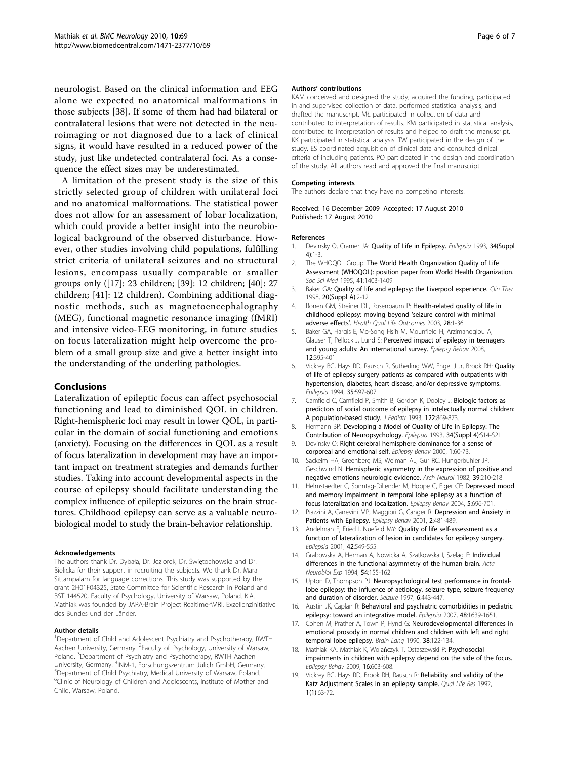neurologist. Based on the clinical information and EEG alone we expected no anatomical malformations in those subjects [38]. If some of them had had bilateral or contralateral lesions that were not detected in the neuroimaging or not diagnosed due to a lack of clinical signs, it would have resulted in a reduced power of the study, just like undetected contralateral foci. As a consequence the effect sizes may be underestimated.

A limitation of the present study is the size of this strictly selected group of children with unilateral foci and no anatomical malformations. The statistical power does not allow for an assessment of lobar localization, which could provide a better insight into the neurobiological background of the observed disturbance. However, other studies involving child populations, fulfilling strict criteria of unilateral seizures and no structural lesions, encompass usually comparable or smaller groups only ([17]: 23 children; [39]: 12 children; [40]: 27 children; [41]: 12 children). Combining additional diagnostic methods, such as magnetoencephalography (MEG), functional magnetic resonance imaging (fMRI) and intensive video-EEG monitoring, in future studies on focus lateralization might help overcome the problem of a small group size and give a better insight into the understanding of the underling pathologies.

## Conclusions

Lateralization of epileptic focus can affect psychosocial functioning and lead to diminished QOL in children. Right-hemispheric foci may result in lower QOL, in particular in the domain of social functioning and emotions (anxiety). Focusing on the differences in QOL as a result of focus lateralization in development may have an important impact on treatment strategies and demands further studies. Taking into account developmental aspects in the course of epilepsy should facilitate understanding the complex influence of epileptic seizures on the brain structures. Childhood epilepsy can serve as a valuable neurobiological model to study the brain-behavior relationship.

#### Acknowledgements

The authors thank Dr. Dybała, Dr. Jeziorek, Dr. Świętochowska and Dr. Bielicka for their support in recruiting the subjects. We thank Dr. Mara Sittampalam for language corrections. This study was supported by the grant 2H01F04325, State Committee for Scientific Research in Poland and BST 144520, Faculty of Psychology, University of Warsaw, Poland. K.A. Mathiak was founded by JARA-Brain Project Realtime-fMRI, Exzellenzinitiative des Bundes und der Länder.

#### Author details

[1]Department of Child and Adolescent Psychiatry and Psychotherapy, RWTH Aachen University, Germany. [2]Faculty of Psychology, University of Warsaw, Poland. [3]Department of Psychiatry and Psychotherapy, RWTH Aachen University, Germany. [4]INM-1, Forschungszentrum Jülich GmbH, Germany. [5]Department of Child Psychiatry, Medical University of Warsaw, Poland. [6]Clinic of Neurology of Children and Adolescents, Institute of Mother and Child, Warsaw, Poland.

#### Authors' contributions

KAM conceived and designed the study, acquired the funding, participated in and supervised collection of data, performed statistical analysis, and drafted the manuscript. MŁ participated in collection of data and contributed to interpretation of results. KM participated in statistical analysis, contributed to interpretation of results and helped to draft the manuscript. KK participated in statistical analysis. TW participated in the design of the study. ES coordinated acquisition of clinical data and consulted clinical criteria of including patients. PO participated in the design and coordination of the study. All authors read and approved the final manuscript.

#### Competing interests

The authors declare that they have no competing interests.

Received: 16 December 2009 Accepted: 17 August 2010
Published: 17 August 2010

#### References

1. Devinsky O, Cramer JA: **Quality of Life in Epilepsy.** *Epilepsia* 1993, **34(Suppl 4)**:1-3.
2. The WHOQOL Group: **The World Health Organization Quality of Life Assessment (WHOQOL): position paper from World Health Organization.** *Soc Sci Med* 1995, **41**:1403-1409.
3. Baker GA: **Quality of life and epilepsy: the Liverpool experience.** *Clin Ther* 1998, **20(Suppl A)**:2-12.
4. Ronen GM, Streiner DL, Rosenbaum P: **Health-related quality of life in childhood epilepsy: moving beyond 'seizure control with minimal adverse effects'.** *Health Qual Life Outcomes* 2003, **28**:1-36.
5. Baker GA, Hargis E, Mo-Song Hsih M, Mounfield H, Arzimanoglou A, Glauser T, Pellock J, Lund S: **Perceived impact of epilepsy in teenagers and young adults: An international survey.** *Epilepsy Behav* 2008, **12**:395-401.
6. Vickrey BG, Hays RD, Rausch R, Sutherling WW, Engel J Jr, Brook RH: **Quality of life of epilepsy surgery patients as compared with outpatients with hypertension, diabetes, heart disease, and/or depressive symptoms.** *Epilepsia* 1994, **35**:597-607.
7. Camfield C, Camfield P, Smith B, Gordon K, Dooley J: **Biologic factors as predictors of social outcome of epilepsy in intelectually normal children: A population-based study.** *J Pediatr* 1993, **122**:869-873.
8. Hermann BP: **Developing a Model of Quality of Life in Epilepsy: The Contribution of Neuropsychology.** *Epilepsia* 1993, **34(Suppl 4)**:S14-S21.
9. Devinsky O: **Right cerebral hemisphere dominance for a sense of corporeal and emotional self.** *Epilepsy Behav* 2000, **1**:60-73.
10. Sackeim HA, Greenberg MS, Weiman AL, Gur RC, Hungerbuhler JP, Geschwind N: **Hemispheric asymmetry in the expression of positive and negative emotions neurologic evidence.** *Arch Neurol* 1982, **39**:210-218.
11. Helmstaedter C, Sonntag-Dillender M, Hoppe C, Elger CE: **Depressed mood and memory impairment in temporal lobe epilepsy as a function of focus lateralization and localization.** *Epilepsy Behav* 2004, **5**:696-701.
12. Piazzini A, Canevini MP, Maggiori G, Canger R: **Depression and Anxiety in Patients with Epilepsy.** *Epilepsy Behav* 2001, **2**:481-489.
13. Andelman F, Fried I, Nuefeld MY: **Quality of life self-assessment as a function of lateralization of lesion in candidates for epilepsy surgery.** *Epilepsia* 2001, **42**:549-555.
14. Grabowska A, Herman A, Nowicka A, Szatkowska I, Szelag E: **Individual differences in the functional asymmetry of the human brain.** *Acta Neurobiol Exp* 1994, **54**:155-162.
15. Upton D, Thompson PJ: **Neuropsychological test performance in frontal-lobe epilepsy: the influence of aetiology, seizure type, seizure frequency and duration of disorder.** *Seizure* 1997, **6**:443-447.
16. Austin JK, Caplan R: **Behavioral and psychiatric comorbidities in pediatric epilepsy: toward an integrative model.** *Epilepsia* 2007, **48**:1639-1651.
17. Cohen M, Prather A, Town P, Hynd G: **Neurodevelopmental differences in emotional prosody in normal children and children with left and right temporal lobe epilepsy.** *Brain Lang* 1990, **38**:122-134.
18. Mathiak KA, Mathiak K, Wolańczyk T, Ostaszewski P: **Psychosocial impairments in children with epilepsy depend on the side of the focus.** *Epilepsy Behav* 2009, **16**:603-608.
19. Vickrey BG, Hays RD, Brook RH, Rausch R: **Reliability and validity of the Katz Adjustment Scales in an epilepsy sample.** *Qual Life Res* 1992, **1(1)**:63-72.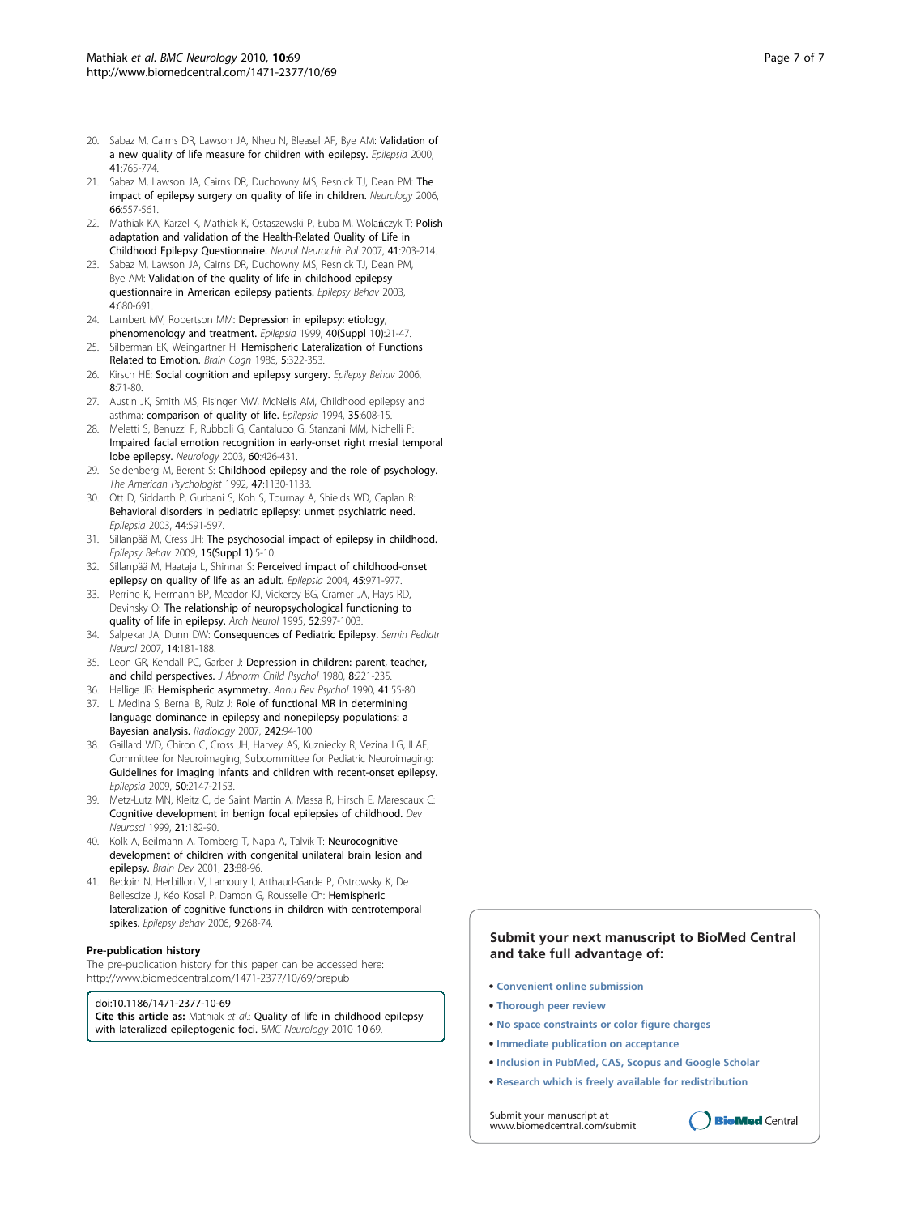20. Sabaz M, Cairns DR, Lawson JA, Nheu N, Bleasel AF, Bye AM: **Validation of a new quality of life measure for children with epilepsy.** *Epilepsia* 2000, **41**:765-774.
21. Sabaz M, Lawson JA, Cairns DR, Duchowny MS, Resnick TJ, Dean PM: **The impact of epilepsy surgery on quality of life in children.** *Neurology* 2006, **66**:557-561.
22. Mathiak KA, Karzel K, Mathiak K, Ostaszewski P, Łuba M, Wolańczyk T: **Polish adaptation and validation of the Health-Related Quality of Life in Childhood Epilepsy Questionnaire.** *Neurol Neurochir Pol* 2007, **41**:203-214.
23. Sabaz M, Lawson JA, Cairns DR, Duchowny MS, Resnick TJ, Dean PM, Bye AM: **Validation of the quality of life in childhood epilepsy questionnaire in American epilepsy patients.** *Epilepsy Behav* 2003, **4**:680-691.
24. Lambert MV, Robertson MM: **Depression in epilepsy: etiology, phenomenology and treatment.** *Epilepsia* 1999, **40(Suppl 10)**:21-47.
25. Silberman EK, Weingartner H: **Hemispheric Lateralization of Functions Related to Emotion.** *Brain Cogn* 1986, **5**:322-353.
26. Kirsch HE: **Social cognition and epilepsy surgery.** *Epilepsy Behav* 2006, **8**:71-80.
27. Austin JK, Smith MS, Risinger MW, McNelis AM, Childhood epilepsy and asthma: **comparison of quality of life.** *Epilepsia* 1994, **35**:608-15.
28. Meletti S, Benuzzi F, Rubboli G, Cantalupo G, Stanzani MM, Nichelli P: **Impaired facial emotion recognition in early-onset right mesial temporal lobe epilepsy.** *Neurology* 2003, **60**:426-431.
29. Seidenberg M, Berent S: **Childhood epilepsy and the role of psychology.** *The American Psychologist* 1992, **47**:1130-1133.
30. Ott D, Siddarth P, Gurbani S, Koh S, Tournay A, Shields WD, Caplan R: **Behavioral disorders in pediatric epilepsy: unmet psychiatric need.** *Epilepsia* 2003, **44**:591-597.
31. Sillanpää M, Cress JH: **The psychosocial impact of epilepsy in childhood.** *Epilepsy Behav* 2009, **15(Suppl 1)**:5-10.
32. Sillanpää M, Haataja L, Shinnar S: **Perceived impact of childhood-onset epilepsy on quality of life as an adult.** *Epilepsia* 2004, **45**:971-977.
33. Perrine K, Hermann BP, Meador KJ, Vickerey BG, Cramer JA, Hays RD, Devinsky O: **The relationship of neuropsychological functioning to quality of life in epilepsy.** *Arch Neurol* 1995, **52**:997-1003.
34. Salpekar JA, Dunn DW: **Consequences of Pediatric Epilepsy.** *Semin Pediatr Neurol* 2007, **14**:181-188.
35. Leon GR, Kendall PC, Garber J: **Depression in children: parent, teacher, and child perspectives.** *J Abnorm Child Psychol* 1980, **8**:221-235.
36. Hellige JB: **Hemispheric asymmetry.** *Annu Rev Psychol* 1990, **41**:55-80.
37. L Medina S, Bernal B, Ruiz J: **Role of functional MR in determining language dominance in epilepsy and nonepilepsy populations: a Bayesian analysis.** *Radiology* 2007, **242**:94-100.
38. Gaillard WD, Chiron C, Cross JH, Harvey AS, Kuzniecky R, Vezina LG, ILAE, Committee for Neuroimaging, Subcommittee for Pediatric Neuroimaging: **Guidelines for imaging infants and children with recent-onset epilepsy.** *Epilepsia* 2009, **50**:2147-2153.
39. Metz-Lutz MN, Kleitz C, de Saint Martin A, Massa R, Hirsch E, Marescaux C: **Cognitive development in benign focal epilepsies of childhood.** *Dev Neurosci* 1999, **21**:182-90.
40. Kolk A, Beilmann A, Tomberg T, Napa A, Talvik T: **Neurocognitive development of children with congenital unilateral brain lesion and epilepsy.** *Brain Dev* 2001, **23**:88-96.
41. Bedoin N, Herbillon V, Lamoury I, Arthaud-Garde P, Ostrowsky K, De Bellescize J, Kéo Kosal P, Damon G, Rousselle Ch: **Hemispheric lateralization of cognitive functions in children with centrotemporal spikes.** *Epilepsy Behav* 2006, **9**:268-74.

### Pre-publication history

The pre-publication history for this paper can be accessed here:
http://www.biomedcentral.com/1471-2377/10/69/prepub

doi:10.1186/1471-2377-10-69
**Cite this article as:** Mathiak *et al.*: Quality of life in childhood epilepsy with lateralized epileptogenic foci. *BMC Neurology* 2010 **10**:69.

**Submit your next manuscript to BioMed Central and take full advantage of:**

- Convenient online submission
- Thorough peer review
- No space constraints or color figure charges
- Immediate publication on acceptance
- Inclusion in PubMed, CAS, Scopus and Google Scholar
- Research which is freely available for redistribution

Submit your manuscript at
www.biomedcentral.com/submit

BioMed Central